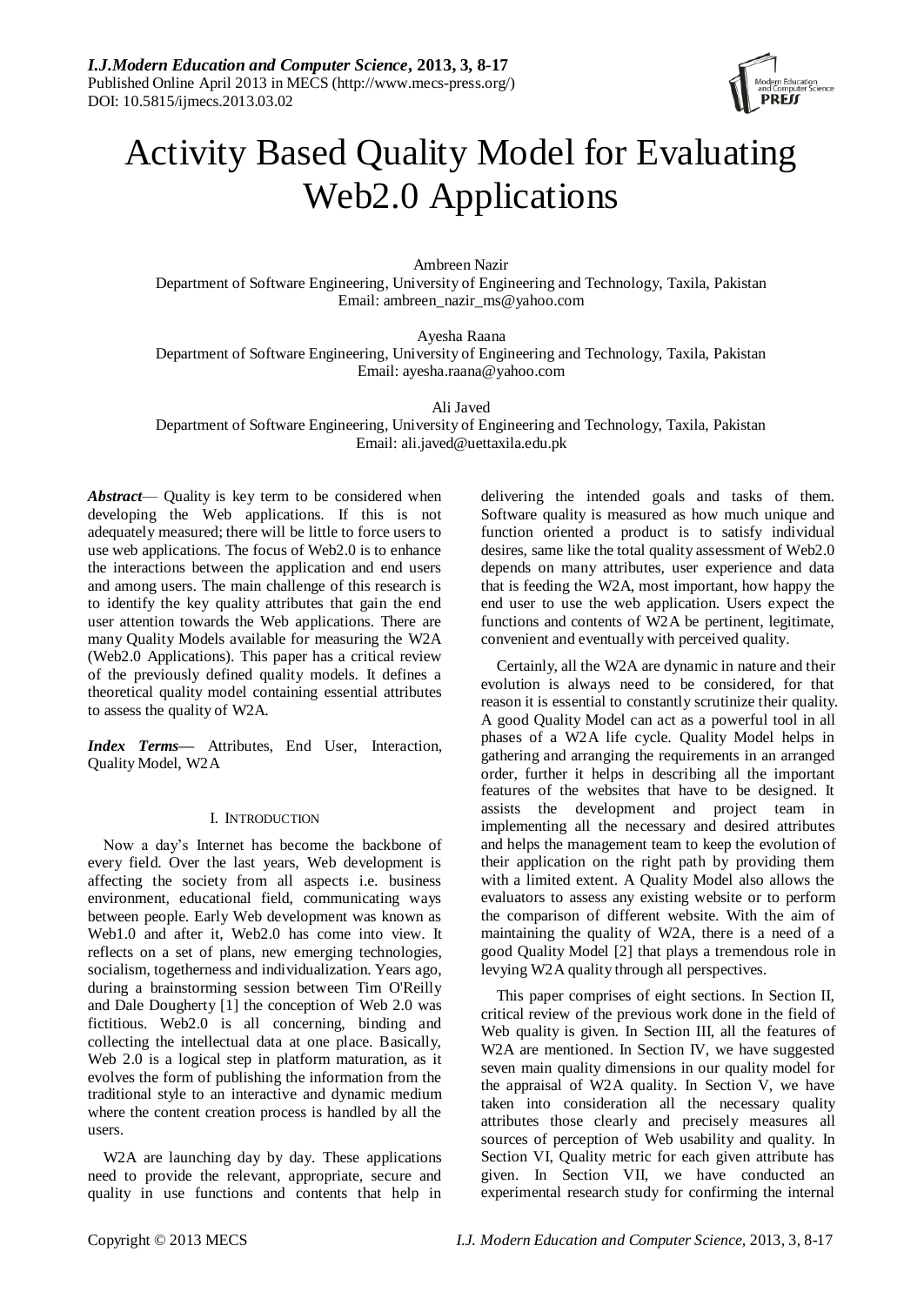# Activity Based Quality Model for Evaluating Web2.0 Applications

Ambreen Nazir
Department of Software Engineering, University of Engineering and Technology, Taxila, Pakistan
Email: ambreen_nazir_ms@yahoo.com

Ayesha Raana
Department of Software Engineering, University of Engineering and Technology, Taxila, Pakistan
Email: ayesha.raana@yahoo.com

Ali Javed
Department of Software Engineering, University of Engineering and Technology, Taxila, Pakistan
Email: ali.javed@uettaxila.edu.pk

***Abstract*** — Quality is key term to be considered when developing the Web applications. If this is not adequately measured; there will be little to force users to use web applications. The focus of Web2.0 is to enhance the interactions between the application and end users and among users. The main challenge of this research is to identify the key quality attributes that gain the end user attention towards the Web applications. There are many Quality Models available for measuring the W2A (Web2.0 Applications). This paper has a critical review of the previously defined quality models. It defines a theoretical quality model containing essential attributes to assess the quality of W2A.

***Index Terms*** — Attributes, End User, Interaction, Quality Model, W2A

## I. Introduction

Now a day's Internet has become the backbone of every field. Over the last years, Web development is affecting the society from all aspects i.e. business environment, educational field, communicating ways between people. Early Web development was known as Web1.0 and after it, Web2.0 has come into view. It reflects on a set of plans, new emerging technologies, socialism, togetherness and individualization. Years ago, during a brainstorming session between Tim O'Reilly and Dale Dougherty [1] the conception of Web 2.0 was fictitious. Web2.0 is all concerning, binding and collecting the intellectual data at one place. Basically, Web 2.0 is a logical step in platform maturation, as it evolves the form of publishing the information from the traditional style to an interactive and dynamic medium where the content creation process is handled by all the users.

W2A are launching day by day. These applications need to provide the relevant, appropriate, secure and quality in use functions and contents that help in delivering the intended goals and tasks of them. Software quality is measured as how much unique and function oriented a product is to satisfy individual desires, same like the total quality assessment of Web2.0 depends on many attributes, user experience and data that is feeding the W2A, most important, how happy the end user to use the web application. Users expect the functions and contents of W2A be pertinent, legitimate, convenient and eventually with perceived quality.

Certainly, all the W2A are dynamic in nature and their evolution is always need to be considered, for that reason it is essential to constantly scrutinize their quality. A good Quality Model can act as a powerful tool in all phases of a W2A life cycle. Quality Model helps in gathering and arranging the requirements in an arranged order, further it helps in describing all the important features of the websites that have to be designed. It assists the development and project team in implementing all the necessary and desired attributes and helps the management team to keep the evolution of their application on the right path by providing them with a limited extent. A Quality Model also allows the evaluators to assess any existing website or to perform the comparison of different website. With the aim of maintaining the quality of W2A, there is a need of a good Quality Model [2] that plays a tremendous role in levying W2A quality through all perspectives.

This paper comprises of eight sections. In Section II, critical review of the previous work done in the field of Web quality is given. In Section III, all the features of W2A are mentioned. In Section IV, we have suggested seven main quality dimensions in our quality model for the appraisal of W2A quality. In Section V, we have taken into consideration all the necessary quality attributes those clearly and precisely measures all sources of perception of Web usability and quality. In Section VI, Quality metric for each given attribute has given. In Section VII, we have conducted an experimental research study for confirming the internal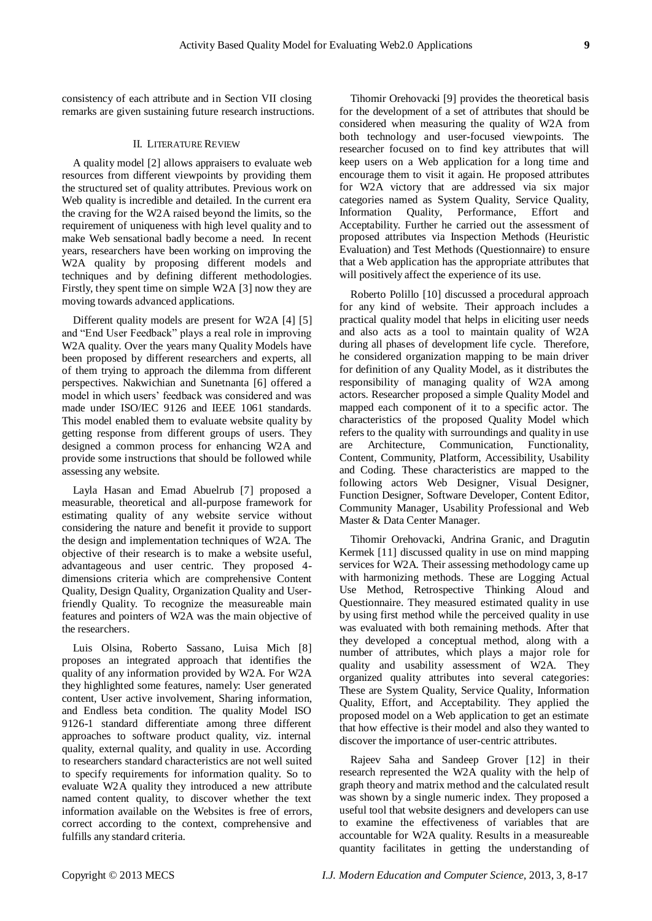consistency of each attribute and in Section VII closing remarks are given sustaining future research instructions.

## II. LITERATURE REVIEW

A quality model [2] allows appraisers to evaluate web resources from different viewpoints by providing them the structured set of quality attributes. Previous work on Web quality is incredible and detailed. In the current era the craving for the W2A raised beyond the limits, so the requirement of uniqueness with high level quality and to make Web sensational badly become a need. In recent years, researchers have been working on improving the W2A quality by proposing different models and techniques and by defining different methodologies. Firstly, they spent time on simple W2A [3] now they are moving towards advanced applications.

Different quality models are present for W2A [4] [5] and "End User Feedback" plays a real role in improving W2A quality. Over the years many Quality Models have been proposed by different researchers and experts, all of them trying to approach the dilemma from different perspectives. Nakwichian and Sunetnanta [6] offered a model in which users' feedback was considered and was made under ISO/IEC 9126 and IEEE 1061 standards. This model enabled them to evaluate website quality by getting response from different groups of users. They designed a common process for enhancing W2A and provide some instructions that should be followed while assessing any website.

Layla Hasan and Emad Abuelrub [7] proposed a measurable, theoretical and all-purpose framework for estimating quality of any website service without considering the nature and benefit it provide to support the design and implementation techniques of W2A. The objective of their research is to make a website useful, advantageous and user centric. They proposed 4-dimensions criteria which are comprehensive Content Quality, Design Quality, Organization Quality and User-friendly Quality. To recognize the measureable main features and pointers of W2A was the main objective of the researchers.

Luis Olsina, Roberto Sassano, Luisa Mich [8] proposes an integrated approach that identifies the quality of any information provided by W2A. For W2A they highlighted some features, namely: User generated content, User active involvement, Sharing information, and Endless beta condition. The quality Model ISO 9126-1 standard differentiate among three different approaches to software product quality, viz. internal quality, external quality, and quality in use. According to researchers standard characteristics are not well suited to specify requirements for information quality. So to evaluate W2A quality they introduced a new attribute named content quality, to discover whether the text information available on the Websites is free of errors, correct according to the context, comprehensive and fulfills any standard criteria.

Tihomir Orehovacki [9] provides the theoretical basis for the development of a set of attributes that should be considered when measuring the quality of W2A from both technology and user-focused viewpoints. The researcher focused on to find key attributes that will keep users on a Web application for a long time and encourage them to visit it again. He proposed attributes for W2A victory that are addressed via six major categories named as System Quality, Service Quality, Information Quality, Performance, Effort and Acceptability. Further he carried out the assessment of proposed attributes via Inspection Methods (Heuristic Evaluation) and Test Methods (Questionnaire) to ensure that a Web application has the appropriate attributes that will positively affect the experience of its use.

Roberto Polillo [10] discussed a procedural approach for any kind of website. Their approach includes a practical quality model that helps in eliciting user needs and also acts as a tool to maintain quality of W2A during all phases of development life cycle. Therefore, he considered organization mapping to be main driver for definition of any Quality Model, as it distributes the responsibility of managing quality of W2A among actors. Researcher proposed a simple Quality Model and mapped each component of it to a specific actor. The characteristics of the proposed Quality Model which refers to the quality with surroundings and quality in use are Architecture, Communication, Functionality, Content, Community, Platform, Accessibility, Usability and Coding. These characteristics are mapped to the following actors Web Designer, Visual Designer, Function Designer, Software Developer, Content Editor, Community Manager, Usability Professional and Web Master & Data Center Manager.

Tihomir Orehovacki, Andrina Granic, and Dragutin Kermek [11] discussed quality in use on mind mapping services for W2A. Their assessing methodology came up with harmonizing methods. These are Logging Actual Use Method, Retrospective Thinking Aloud and Questionnaire. They measured estimated quality in use by using first method while the perceived quality in use was evaluated with both remaining methods. After that they developed a conceptual method, along with a number of attributes, which plays a major role for quality and usability assessment of W2A. They organized quality attributes into several categories: These are System Quality, Service Quality, Information Quality, Effort, and Acceptability. They applied the proposed model on a Web application to get an estimate that how effective is their model and also they wanted to discover the importance of user-centric attributes.

Rajeev Saha and Sandeep Grover [12] in their research represented the W2A quality with the help of graph theory and matrix method and the calculated result was shown by a single numeric index. They proposed a useful tool that website designers and developers can use to examine the effectiveness of variables that are accountable for W2A quality. Results in a measureable quantity facilitates in getting the understanding of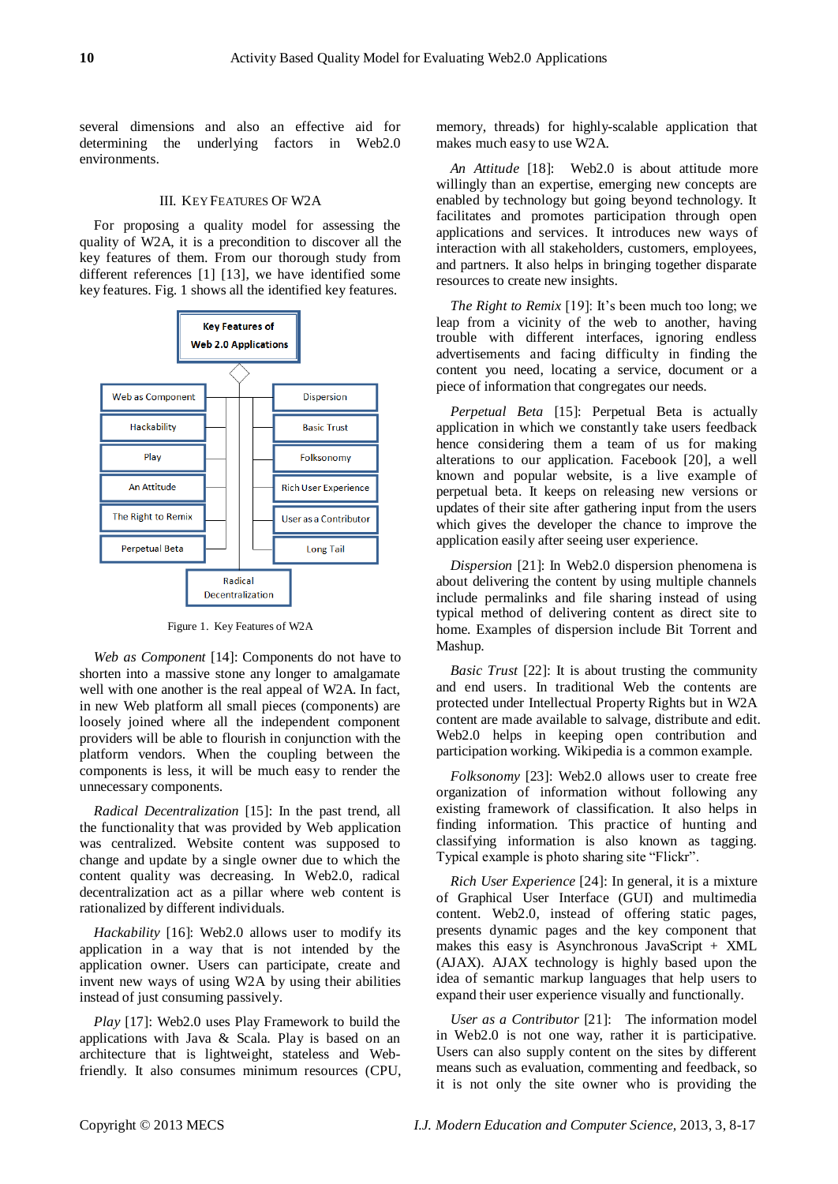several dimensions and also an effective aid for determining the underlying factors in Web2.0 environments.

## III. Key Features of W2A

For proposing a quality model for assessing the quality of W2A, it is a precondition to discover all the key features of them. From our thorough study from different references [1] [13], we have identified some key features. Fig. 1 shows all the identified key features.

Figure 1. Key Features of W2A

*Web as Component* [14]: Components do not have to shorten into a massive stone any longer to amalgamate well with one another is the real appeal of W2A. In fact, in new Web platform all small pieces (components) are loosely joined where all the independent component providers will be able to flourish in conjunction with the platform vendors. When the coupling between the components is less, it will be much easy to render the unnecessary components.

*Radical Decentralization* [15]: In the past trend, all the functionality that was provided by Web application was centralized. Website content was supposed to change and update by a single owner due to which the content quality was decreasing. In Web2.0, radical decentralization act as a pillar where web content is rationalized by different individuals.

*Hackability* [16]: Web2.0 allows user to modify its application in a way that is not intended by the application owner. Users can participate, create and invent new ways of using W2A by using their abilities instead of just consuming passively.

*Play* [17]: Web2.0 uses Play Framework to build the applications with Java & Scala. Play is based on an architecture that is lightweight, stateless and Web-friendly. It also consumes minimum resources (CPU, memory, threads) for highly-scalable application that makes much easy to use W2A.

*An Attitude* [18]: Web2.0 is about attitude more willingly than an expertise, emerging new concepts are enabled by technology but going beyond technology. It facilitates and promotes participation through open applications and services. It introduces new ways of interaction with all stakeholders, customers, employees, and partners. It also helps in bringing together disparate resources to create new insights.

*The Right to Remix* [19]: It's been much too long; we leap from a vicinity of the web to another, having trouble with different interfaces, ignoring endless advertisements and facing difficulty in finding the content you need, locating a service, document or a piece of information that congregates our needs.

*Perpetual Beta* [15]: Perpetual Beta is actually application in which we constantly take users feedback hence considering them a team of us for making alterations to our application. Facebook [20], a well known and popular website, is a live example of perpetual beta. It keeps on releasing new versions or updates of their site after gathering input from the users which gives the developer the chance to improve the application easily after seeing user experience.

*Dispersion* [21]: In Web2.0 dispersion phenomena is about delivering the content by using multiple channels include permalinks and file sharing instead of using typical method of delivering content as direct site to home. Examples of dispersion include Bit Torrent and Mashup.

*Basic Trust* [22]: It is about trusting the community and end users. In traditional Web the contents are protected under Intellectual Property Rights but in W2A content are made available to salvage, distribute and edit. Web2.0 helps in keeping open contribution and participation working. Wikipedia is a common example.

*Folksonomy* [23]: Web2.0 allows user to create free organization of information without following any existing framework of classification. It also helps in finding information. This practice of hunting and classifying information is also known as tagging. Typical example is photo sharing site "Flickr".

*Rich User Experience* [24]: In general, it is a mixture of Graphical User Interface (GUI) and multimedia content. Web2.0, instead of offering static pages, presents dynamic pages and the key component that makes this easy is Asynchronous JavaScript + XML (AJAX). AJAX technology is highly based upon the idea of semantic markup languages that help users to expand their user experience visually and functionally.

*User as a Contributor* [21]: The information model in Web2.0 is not one way, rather it is participative. Users can also supply content on the sites by different means such as evaluation, commenting and feedback, so it is not only the site owner who is providing the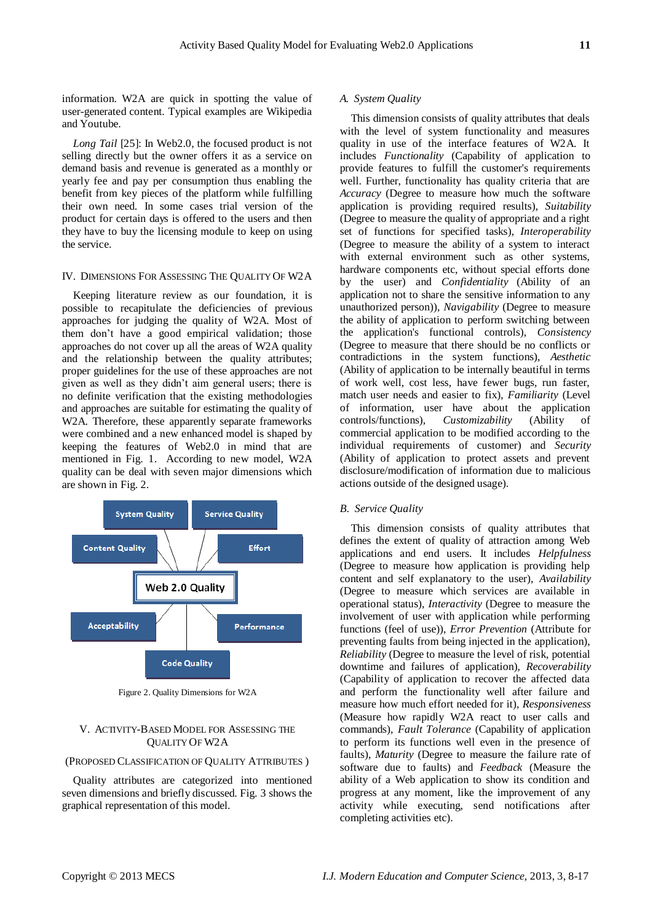information. W2A are quick in spotting the value of user-generated content. Typical examples are Wikipedia and Youtube.

*Long Tail* [25]: In Web2.0, the focused product is not selling directly but the owner offers it as a service on demand basis and revenue is generated as a monthly or yearly fee and pay per consumption thus enabling the benefit from key pieces of the platform while fulfilling their own need. In some cases trial version of the product for certain days is offered to the users and then they have to buy the licensing module to keep on using the service.

## IV. Dimensions For Assessing The Quality Of W2A

Keeping literature review as our foundation, it is possible to recapitulate the deficiencies of previous approaches for judging the quality of W2A. Most of them don't have a good empirical validation; those approaches do not cover up all the areas of W2A quality and the relationship between the quality attributes; proper guidelines for the use of these approaches are not given as well as they didn't aim general users; there is no definite verification that the existing methodologies and approaches are suitable for estimating the quality of W2A. Therefore, these apparently separate frameworks were combined and a new enhanced model is shaped by keeping the features of Web2.0 in mind that are mentioned in Fig. 1. According to new model, W2A quality can be deal with seven major dimensions which are shown in Fig. 2.

System Quality | Service Quality | Content Quality | Effort | Web 2.0 Quality | Acceptability | Performance | Code Quality

Figure 2. Quality Dimensions for W2A

## V. Activity-Based Model For Assessing The Quality Of W2A

(Proposed Classification Of Quality Attributes )

Quality attributes are categorized into mentioned seven dimensions and briefly discussed. Fig. 3 shows the graphical representation of this model.

### A. System Quality

This dimension consists of quality attributes that deals with the level of system functionality and measures quality in use of the interface features of W2A. It includes *Functionality* (Capability of application to provide features to fulfill the customer's requirements well. Further, functionality has quality criteria that are *Accuracy* (Degree to measure how much the software application is providing required results), *Suitability* (Degree to measure the quality of appropriate and a right set of functions for specified tasks), *Interoperability* (Degree to measure the ability of a system to interact with external environment such as other systems, hardware components etc, without special efforts done by the user) and *Confidentiality* (Ability of an application not to share the sensitive information to any unauthorized person)), *Navigability* (Degree to measure the ability of application to perform switching between the application's functional controls), *Consistency* (Degree to measure that there should be no conflicts or contradictions in the system functions), *Aesthetic* (Ability of application to be internally beautiful in terms of work well, cost less, have fewer bugs, run faster, match user needs and easier to fix), *Familiarity* (Level of information, user have about the application controls/functions), *Customizability* (Ability of commercial application to be modified according to the individual requirements of customer) and *Security* (Ability of application to protect assets and prevent disclosure/modification of information due to malicious actions outside of the designed usage).

### B. Service Quality

This dimension consists of quality attributes that defines the extent of quality of attraction among Web applications and end users. It includes *Helpfulness* (Degree to measure how application is providing help content and self explanatory to the user), *Availability* (Degree to measure which services are available in operational status), *Interactivity* (Degree to measure the involvement of user with application while performing functions (feel of use)), *Error Prevention* (Attribute for preventing faults from being injected in the application), *Reliability* (Degree to measure the level of risk, potential downtime and failures of application), *Recoverability* (Capability of application to recover the affected data and perform the functionality well after failure and measure how much effort needed for it), *Responsiveness* (Measure how rapidly W2A react to user calls and commands), *Fault Tolerance* (Capability of application to perform its functions well even in the presence of faults), *Maturity* (Degree to measure the failure rate of software due to faults) and *Feedback* (Measure the ability of a Web application to show its condition and progress at any moment, like the improvement of any activity while executing, send notifications after completing activities etc).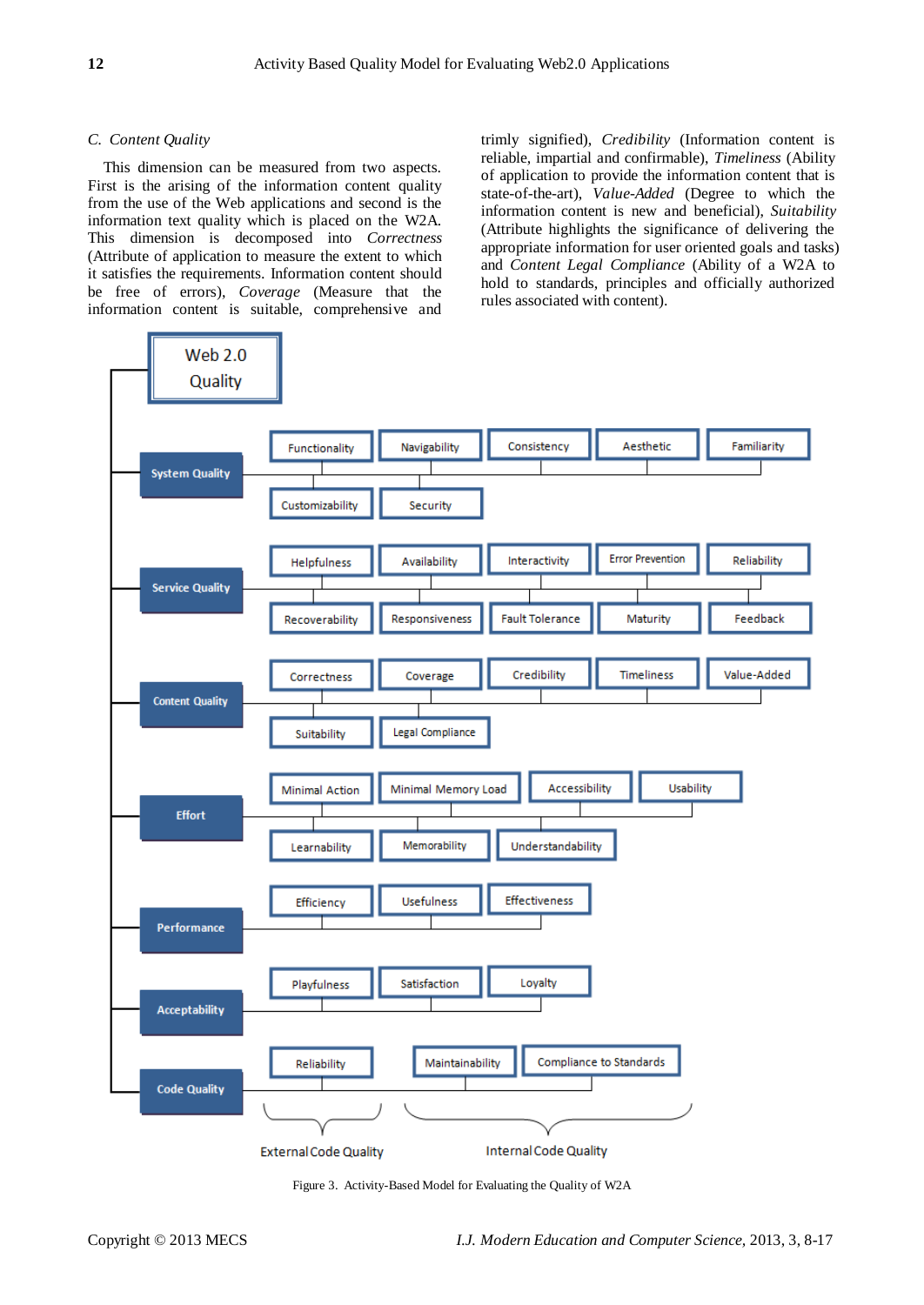### C. Content Quality

This dimension can be measured from two aspects. First is the arising of the information content quality from the use of the Web applications and second is the information text quality which is placed on the W2A. This dimension is decomposed into *Correctness* (Attribute of application to measure the extent to which it satisfies the requirements. Information content should be free of errors), *Coverage* (Measure that the information content is suitable, comprehensive and trimly signified), *Credibility* (Information content is reliable, impartial and confirmable), *Timeliness* (Ability of application to provide the information content that is state-of-the-art), *Value-Added* (Degree to which the information content is new and beneficial), *Suitability* (Attribute highlights the significance of delivering the appropriate information for user oriented goals and tasks) and *Content Legal Compliance* (Ability of a W2A to hold to standards, principles and officially authorized rules associated with content).

Web 2.0 Quality

- System Quality: Functionality, Navigability, Consistency, Aesthetic, Familiarity, Customizability, Security
- Service Quality: Helpfulness, Availability, Interactivity, Error Prevention, Reliability, Recoverability, Responsiveness, Fault Tolerance, Maturity, Feedback
- Content Quality: Correctness, Coverage, Credibility, Timeliness, Value-Added, Suitability, Legal Compliance
- Effort: Minimal Action, Minimal Memory Load, Accessibility, Usability, Learnability, Memorability, Understandability
- Performance: Efficiency, Usefulness, Effectiveness
- Acceptability: Playfulness, Satisfaction, Loyalty
- Code Quality: Reliability (External Code Quality); Maintainability, Compliance to Standards (Internal Code Quality)

Figure 3. Activity-Based Model for Evaluating the Quality of W2A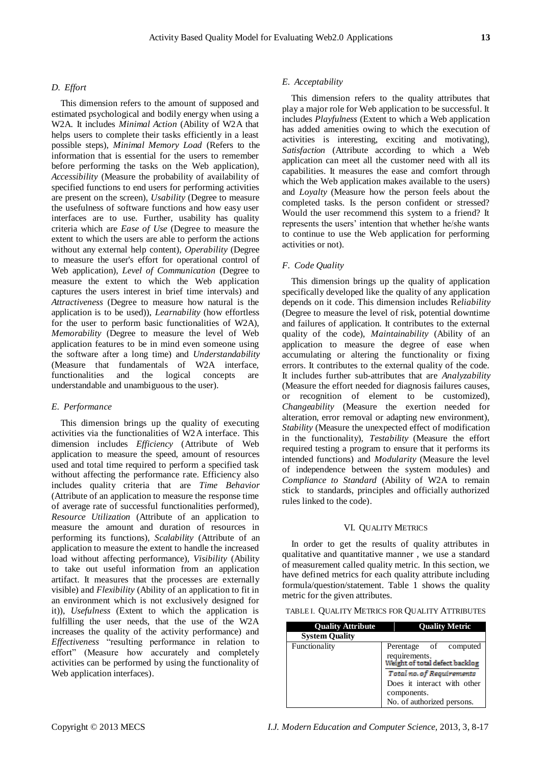### D. Effort

This dimension refers to the amount of supposed and estimated psychological and bodily energy when using a W2A. It includes *Minimal Action* (Ability of W2A that helps users to complete their tasks efficiently in a least possible steps), *Minimal Memory Load* (Refers to the information that is essential for the users to remember before performing the tasks on the Web application), *Accessibility* (Measure the probability of availability of specified functions to end users for performing activities are present on the screen), *Usability* (Degree to measure the usefulness of software functions and how easy user interfaces are to use. Further, usability has quality criteria which are *Ease of Use* (Degree to measure the extent to which the users are able to perform the actions without any external help content), *Operability* (Degree to measure the user's effort for operational control of Web application), *Level of Communication* (Degree to measure the extent to which the Web application captures the users interest in brief time intervals) and *Attractiveness* (Degree to measure how natural is the application is to be used)), *Learnability* (how effortless for the user to perform basic functionalities of W2A), *Memorability* (Degree to measure the level of Web application features to be in mind even someone using the software after a long time) and *Understandability* (Measure that fundamentals of W2A interface, functionalities and the logical concepts are understandable and unambiguous to the user).

### E. Performance

This dimension brings up the quality of executing activities via the functionalities of W2A interface. This dimension includes *Efficiency* (Attribute of Web application to measure the speed, amount of resources used and total time required to perform a specified task without affecting the performance rate. Efficiency also includes quality criteria that are *Time Behavior* (Attribute of an application to measure the response time of average rate of successful functionalities performed), *Resource Utilization* (Attribute of an application to measure the amount and duration of resources in performing its functions), *Scalability* (Attribute of an application to measure the extent to handle the increased load without affecting performance), *Visibility* (Ability to take out useful information from an application artifact. It measures that the processes are externally visible) and *Flexibility* (Ability of an application to fit in an environment which is not exclusively designed for it)), *Usefulness* (Extent to which the application is fulfilling the user needs, that the use of the W2A increases the quality of the activity performance) and *Effectiveness* "resulting performance in relation to effort" (Measure how accurately and completely activities can be performed by using the functionality of Web application interfaces).

### E. Acceptability

This dimension refers to the quality attributes that play a major role for Web application to be successful. It includes *Playfulness* (Extent to which a Web application has added amenities owing to which the execution of activities is interesting, exciting and motivating), *Satisfaction* (Attribute according to which a Web application can meet all the customer need with all its capabilities. It measures the ease and comfort through which the Web application makes available to the users) and *Loyalty* (Measure how the person feels about the completed tasks. Is the person confident or stressed? Would the user recommend this system to a friend? It represents the users' intention that whether he/she wants to continue to use the Web application for performing activities or not).

### F. Code Quality

This dimension brings up the quality of application specifically developed like the quality of any application depends on it code. This dimension includes R*eliability* (Degree to measure the level of risk, potential downtime and failures of application. It contributes to the external quality of the code), *Maintainability* (Ability of an application to measure the degree of ease when accumulating or altering the functionality or fixing errors. It contributes to the external quality of the code. It includes further sub-attributes that are *Analyzability* (Measure the effort needed for diagnosis failures causes, or recognition of element to be customized), *Changeability* (Measure the exertion needed for alteration, error removal or adapting new environment), *Stability* (Measure the unexpected effect of modification in the functionality), *Testability* (Measure the effort required testing a program to ensure that it performs its intended functions) and *Modularity* (Measure the level of independence between the system modules) and *Compliance to Standard* (Ability of W2A to remain stick to standards, principles and officially authorized rules linked to the code).

## VI. QUALITY METRICS

In order to get the results of quality attributes in qualitative and quantitative manner , we use a standard of measurement called quality metric. In this section, we have defined metrics for each quality attribute including formula/question/statement. Table 1 shows the quality metric for the given attributes.

TABLE I. QUALITY METRICS FOR QUALITY ATTRIBUTES

| Quality Attribute | Quality Metric |
|---|---|
| **System Quality** | |
| Functionality | Perentage of computed requirements. $\frac{\text{Weight of total defect backlog}}{\text{Total no. of Requirements}}$ Does it interact with other components. No. of authorized persons. |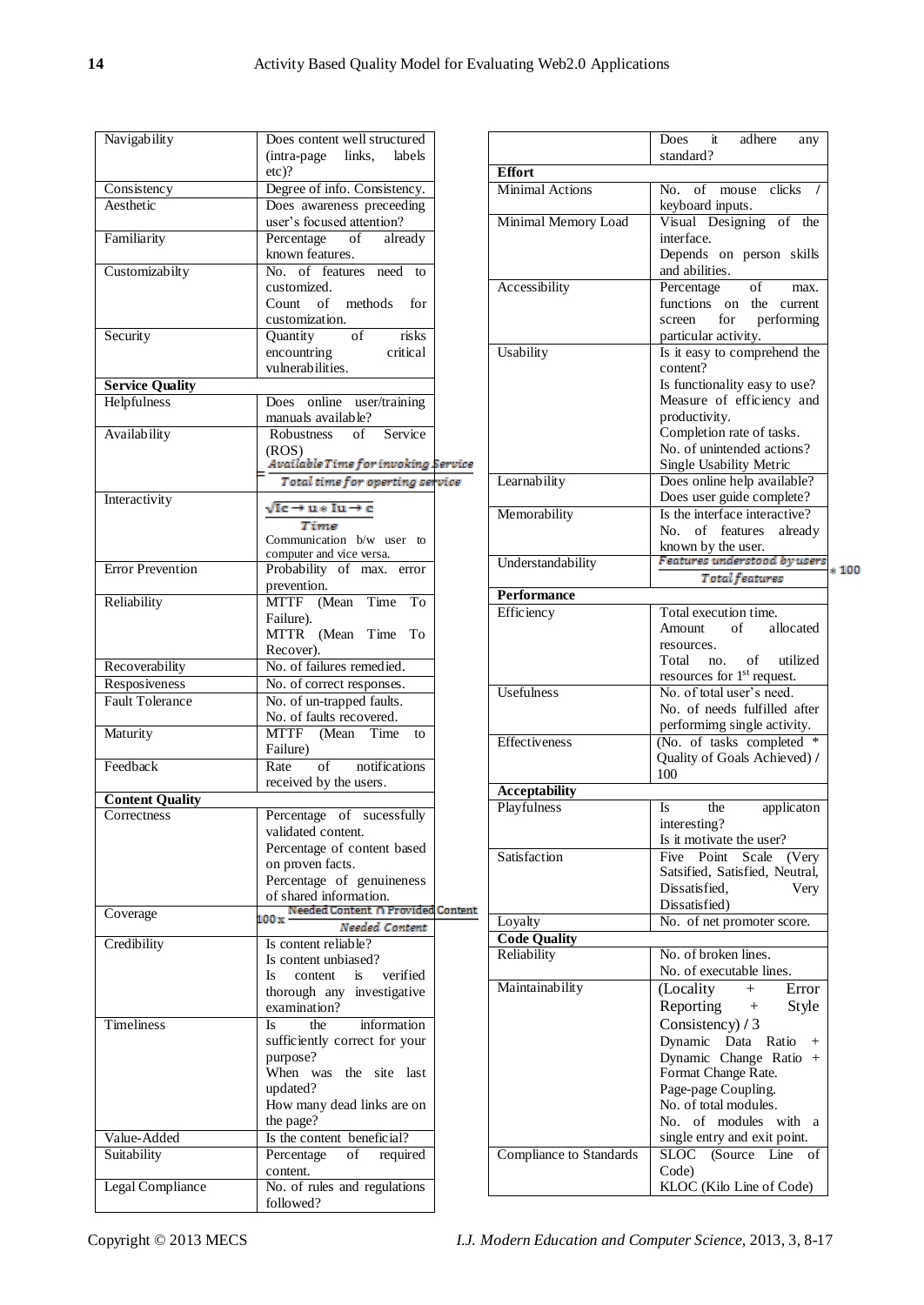| | |
|---|---|
| Navigability | Does content well structured (intra-page links, labels etc)? |
| Consistency | Degree of info. Consistency. |
| Aesthetic | Does awareness preceeding user's focused attention? |
| Familiarity | Percentage of already known features. |
| Customizabilty | No. of features need to customized.<br>Count of methods for customization. |
| Security | Quantity of risks encountring critical vulnerabilities. |
| **Service Quality** | |
| Helpfulness | Does online user/training manuals available? |
| Availability | Robustness of Service (ROS) $= \frac{\text{Available Time for invoking Service}}{\text{Total time for operting service}}$ |
| Interactivity | $\frac{\sqrt{Ic \rightarrow u * Iu \rightarrow c}}{Time}$<br>Communication b/w user to computer and vice versa. |
| Error Prevention | Probability of max. error prevention. |
| Reliability | MTTF (Mean Time To Failure).<br>MTTR (Mean Time To Recover). |
| Recoverability | No. of failures remedied. |
| Resposiveness | No. of correct responses. |
| Fault Tolerance | No. of un-trapped faults.<br>No. of faults recovered. |
| Maturity | MTTF (Mean Time to Failure) |
| Feedback | Rate of notifications received by the users. |
| **Content Quality** | |
| Correctness | Percentage of sucessfully validated content.<br>Percentage of content based on proven facts.<br>Percentage of genuineness of shared information. |
| Coverage | $100 \times \frac{\text{Needed Content} \cap \text{Provided Content}}{\text{Needed Content}}$ |
| Credibility | Is content reliable?<br>Is content unbiased?<br>Is content is verified thorough any investigative examination? |
| Timeliness | Is the information sufficiently correct for your purpose?<br>When was the site last updated?<br>How many dead links are on the page? |
| Value-Added | Is the content beneficial? |
| Suitability | Percentage of required content. |
| Legal Compliance | No. of rules and regulations followed? |
| | Does it adhere any standard? |
| **Effort** | |
| Minimal Actions | No. of mouse clicks / keyboard inputs. |
| Minimal Memory Load | Visual Designing of the interface.<br>Depends on person skills and abilities. |
| Accessibility | Percentage of max. functions on the current screen for performing particular activity. |
| Usability | Is it easy to comprehend the content?<br>Is functionality easy to use?<br>Measure of efficiency and productivity.<br>Completion rate of tasks.<br>No. of unintended actions?<br>Single Usability Metric |
| Learnability | Does online help available?<br>Does user guide complete? |
| Memorability | Is the interface interactive?<br>No. of features already known by the user. |
| Understandability | $\frac{\text{Features understood by users}}{\text{Total features}} * 100$ |
| **Performance** | |
| Efficiency | Total execution time.<br>Amount of allocated resources.<br>Total no. of utilized resources for 1st request. |
| Usefulness | No. of total user's need.<br>No. of needs fulfilled after performimg single activity. |
| Effectiveness | (No. of tasks completed * Quality of Goals Achieved) / 100 |
| **Acceptability** | |
| Playfulness | Is the applicaton interesting?<br>Is it motivate the user? |
| Satisfaction | Five Point Scale (Very Satsified, Satisfied, Neutral, Dissatisfied, Very Dissatisfied) |
| Loyalty | No. of net promoter score. |
| **Code Quality** | |
| Reliability | No. of broken lines.<br>No. of executable lines. |
| Maintainability | (Locality + Error Reporting + Style Consistency) / 3<br>Dynamic Data Ratio + Dynamic Change Ratio + Format Change Rate.<br>Page-page Coupling.<br>No. of total modules.<br>No. of modules with a single entry and exit point. |
| Compliance to Standards | SLOC (Source Line of Code)<br>KLOC (Kilo Line of Code) |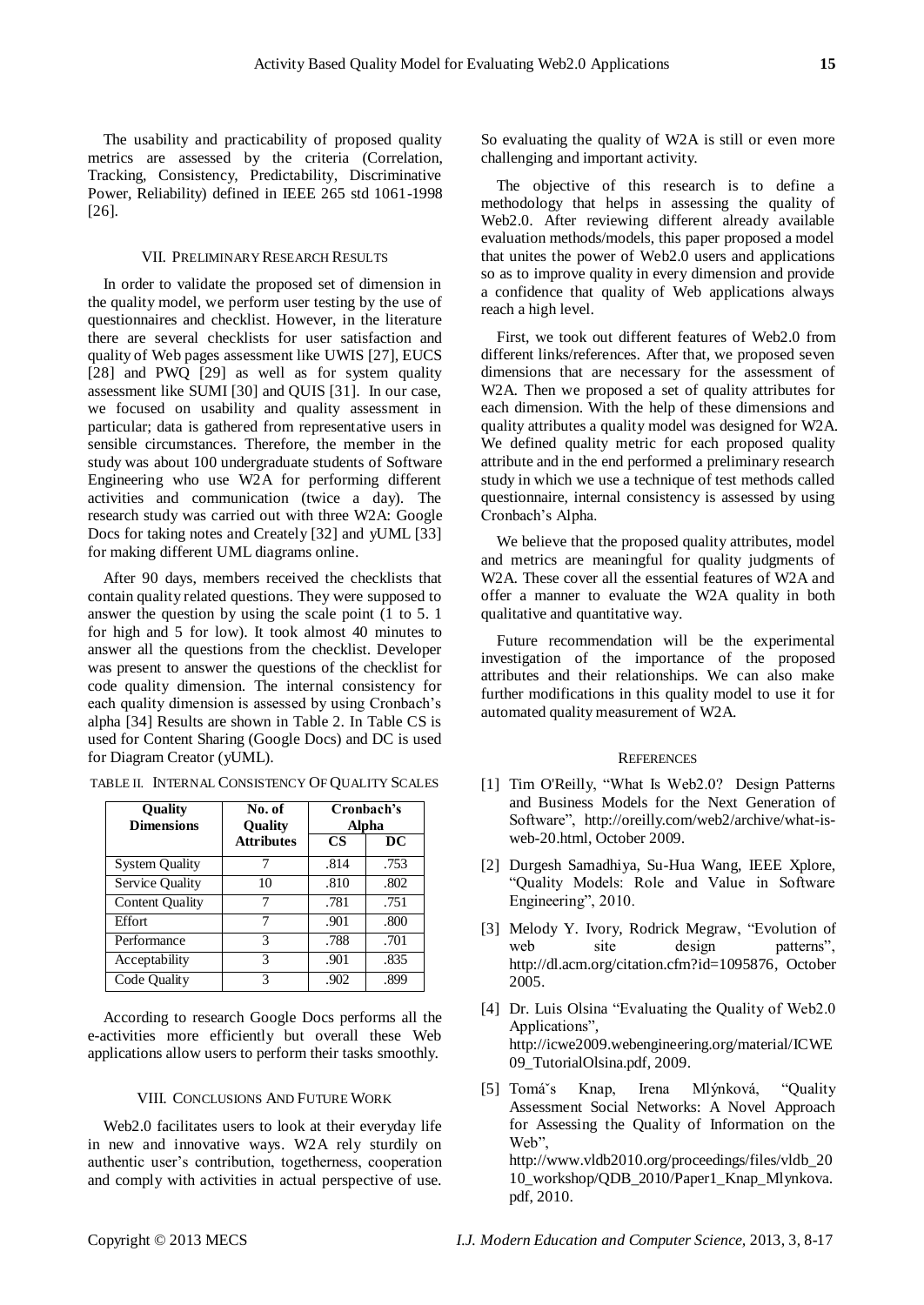The usability and practicability of proposed quality metrics are assessed by the criteria (Correlation, Tracking, Consistency, Predictability, Discriminative Power, Reliability) defined in IEEE 265 std 1061-1998 [26].

## VII. Preliminary Research Results

In order to validate the proposed set of dimension in the quality model, we perform user testing by the use of questionnaires and checklist. However, in the literature there are several checklists for user satisfaction and quality of Web pages assessment like UWIS [27], EUCS [28] and PWQ [29] as well as for system quality assessment like SUMI [30] and QUIS [31]. In our case, we focused on usability and quality assessment in particular; data is gathered from representative users in sensible circumstances. Therefore, the member in the study was about 100 undergraduate students of Software Engineering who use W2A for performing different activities and communication (twice a day). The research study was carried out with three W2A: Google Docs for taking notes and Creately [32] and yUML [33] for making different UML diagrams online.

After 90 days, members received the checklists that contain quality related questions. They were supposed to answer the question by using the scale point (1 to 5. 1 for high and 5 for low). It took almost 40 minutes to answer all the questions from the checklist. Developer was present to answer the questions of the checklist for code quality dimension. The internal consistency for each quality dimension is assessed by using Cronbach's alpha [34] Results are shown in Table 2. In Table CS is used for Content Sharing (Google Docs) and DC is used for Diagram Creator (yUML).

TABLE II. Internal Consistency Of Quality Scales

| Quality Dimensions | No. of Quality Attributes | Cronbach's Alpha | |
|---|---|---|---|
| | | CS | DC |
| System Quality | 7 | .814 | .753 |
| Service Quality | 10 | .810 | .802 |
| Content Quality | 7 | .781 | .751 |
| Effort | 7 | .901 | .800 |
| Performance | 3 | .788 | .701 |
| Acceptability | 3 | .901 | .835 |
| Code Quality | 3 | .902 | .899 |

According to research Google Docs performs all the e-activities more efficiently but overall these Web applications allow users to perform their tasks smoothly.

## VIII. Conclusions And Future Work

Web2.0 facilitates users to look at their everyday life in new and innovative ways. W2A rely sturdily on authentic user's contribution, togetherness, cooperation and comply with activities in actual perspective of use. So evaluating the quality of W2A is still or even more challenging and important activity.

The objective of this research is to define a methodology that helps in assessing the quality of Web2.0. After reviewing different already available evaluation methods/models, this paper proposed a model that unites the power of Web2.0 users and applications so as to improve quality in every dimension and provide a confidence that quality of Web applications always reach a high level.

First, we took out different features of Web2.0 from different links/references. After that, we proposed seven dimensions that are necessary for the assessment of W2A. Then we proposed a set of quality attributes for each dimension. With the help of these dimensions and quality attributes a quality model was designed for W2A. We defined quality metric for each proposed quality attribute and in the end performed a preliminary research study in which we use a technique of test methods called questionnaire, internal consistency is assessed by using Cronbach's Alpha.

We believe that the proposed quality attributes, model and metrics are meaningful for quality judgments of W2A. These cover all the essential features of W2A and offer a manner to evaluate the W2A quality in both qualitative and quantitative way.

Future recommendation will be the experimental investigation of the importance of the proposed attributes and their relationships. We can also make further modifications in this quality model to use it for automated quality measurement of W2A.

## References

[1] Tim O'Reilly, "What Is Web2.0? Design Patterns and Business Models for the Next Generation of Software", http://oreilly.com/web2/archive/what-is-web-20.html, October 2009.

[2] Durgesh Samadhiya, Su-Hua Wang, IEEE Xplore, "Quality Models: Role and Value in Software Engineering", 2010.

[3] Melody Y. Ivory, Rodrick Megraw, "Evolution of web site design patterns", http://dl.acm.org/citation.cfm?id=1095876, October 2005.

[4] Dr. Luis Olsina "Evaluating the Quality of Web2.0 Applications", http://icwe2009.webengineering.org/material/ICWE09_TutorialOlsina.pdf, 2009.

[5] Tomáˇs Knap, Irena Mlýnková, "Quality Assessment Social Networks: A Novel Approach for Assessing the Quality of Information on the Web", http://www.vldb2010.org/proceedings/files/vldb_2010_workshop/QDB_2010/Paper1_Knap_Mlynkova.pdf, 2010.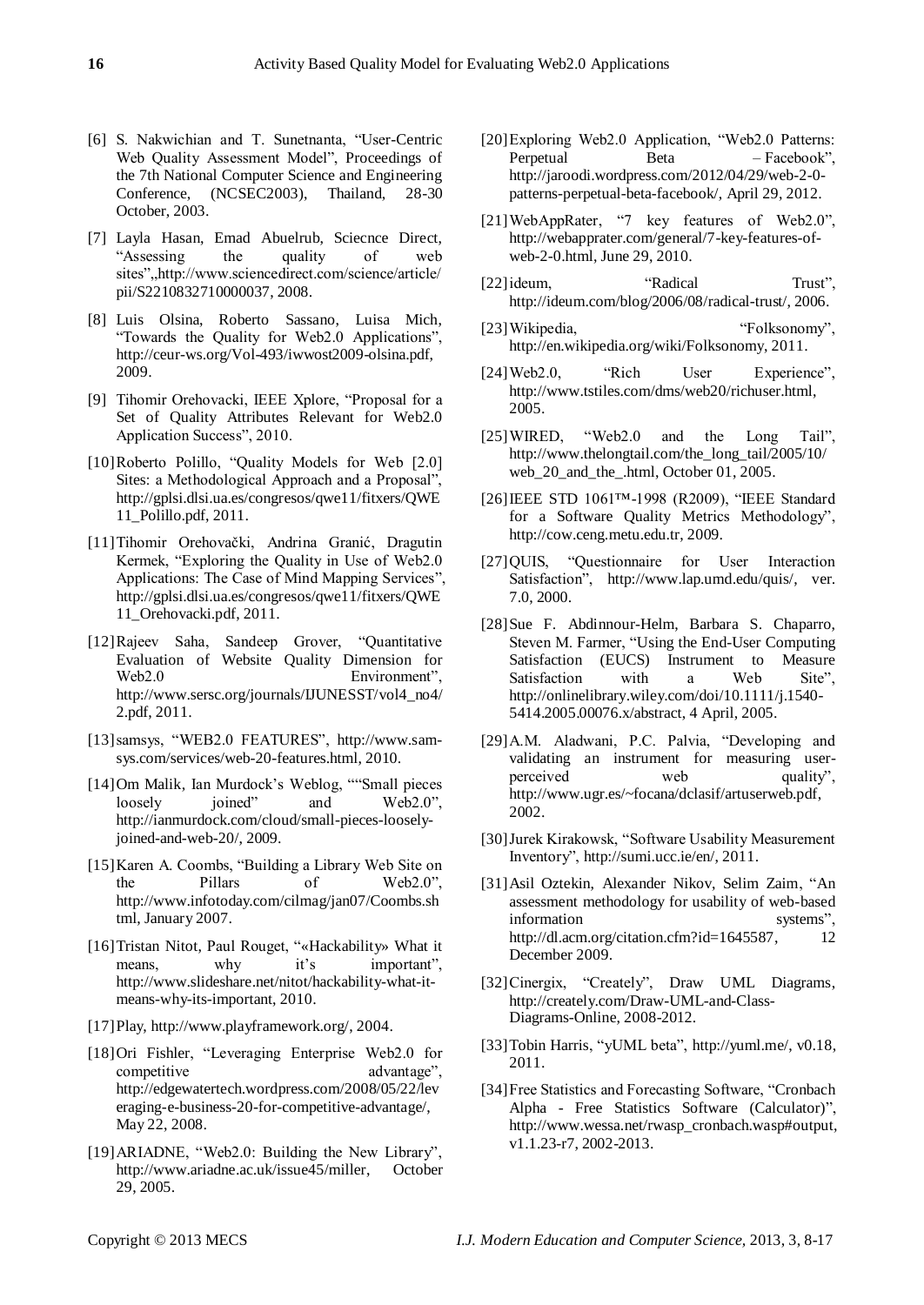[6] S. Nakwichian and T. Sunetnanta, "User-Centric Web Quality Assessment Model", Proceedings of the 7th National Computer Science and Engineering Conference, (NCSEC2003), Thailand, 28-30 October, 2003.

[7] Layla Hasan, Emad Abuelrub, Sciecnce Direct, "Assessing the quality of web sites",,http://www.sciencedirect.com/science/article/pii/S2210832710000037, 2008.

[8] Luis Olsina, Roberto Sassano, Luisa Mich, "Towards the Quality for Web2.0 Applications", http://ceur-ws.org/Vol-493/iwwost2009-olsina.pdf, 2009.

[9] Tihomir Orehovacki, IEEE Xplore, "Proposal for a Set of Quality Attributes Relevant for Web2.0 Application Success", 2010.

[10] Roberto Polillo, "Quality Models for Web [2.0] Sites: a Methodological Approach and a Proposal", http://gplsi.dlsi.ua.es/congresos/qwe11/fitxers/QWE11_Polillo.pdf, 2011.

[11] Tihomir Orehovački, Andrina Granić, Dragutin Kermek, "Exploring the Quality in Use of Web2.0 Applications: The Case of Mind Mapping Services", http://gplsi.dlsi.ua.es/congresos/qwe11/fitxers/QWE11_Orehovacki.pdf, 2011.

[12] Rajeev Saha, Sandeep Grover, "Quantitative Evaluation of Website Quality Dimension for Web2.0 Environment", http://www.sersc.org/journals/IJUNESST/vol4_no4/2.pdf, 2011.

[13] samsys, "WEB2.0 FEATURES", http://www.sam-sys.com/services/web-20-features.html, 2010.

[14] Om Malik, Ian Murdock's Weblog, ""Small pieces loosely joined" and Web2.0", http://ianmurdock.com/cloud/small-pieces-loosely-joined-and-web-20/, 2009.

[15] Karen A. Coombs, "Building a Library Web Site on the Pillars of Web2.0", http://www.infotoday.com/cilmag/jan07/Coombs.shtml, January 2007.

[16] Tristan Nitot, Paul Rouget, "«Hackability» What it means, why it's important", http://www.slideshare.net/nitot/hackability-what-it-means-why-its-important, 2010.

[17] Play, http://www.playframework.org/, 2004.

[18] Ori Fishler, "Leveraging Enterprise Web2.0 for competitive advantage", http://edgewatertech.wordpress.com/2008/05/22/leveraging-e-business-20-for-competitive-advantage/, May 22, 2008.

[19] ARIADNE, "Web2.0: Building the New Library", http://www.ariadne.ac.uk/issue45/miller, October 29, 2005.

[20] Exploring Web2.0 Application, "Web2.0 Patterns: Perpetual Beta – Facebook", http://jaroodi.wordpress.com/2012/04/29/web-2-0-patterns-perpetual-beta-facebook/, April 29, 2012.

[21] WebAppRater, "7 key features of Web2.0", http://webapprater.com/general/7-key-features-of-web-2-0.html, June 29, 2010.

[22] ideum, "Radical Trust", http://ideum.com/blog/2006/08/radical-trust/, 2006.

[23] Wikipedia, "Folksonomy", http://en.wikipedia.org/wiki/Folksonomy, 2011.

[24] Web2.0, "Rich User Experience", http://www.tstiles.com/dms/web20/richuser.html, 2005.

[25] WIRED, "Web2.0 and the Long Tail", http://www.thelongtail.com/the_long_tail/2005/10/web_20_and_the_.html, October 01, 2005.

[26] IEEE STD 1061™-1998 (R2009), "IEEE Standard for a Software Quality Metrics Methodology", http://cow.ceng.metu.edu.tr, 2009.

[27] QUIS, "Questionnaire for User Interaction Satisfaction", http://www.lap.umd.edu/quis/, ver. 7.0, 2000.

[28] Sue F. Abdinnour-Helm, Barbara S. Chaparro, Steven M. Farmer, "Using the End-User Computing Satisfaction (EUCS) Instrument to Measure Satisfaction with a Web Site", http://onlinelibrary.wiley.com/doi/10.1111/j.1540-5414.2005.00076.x/abstract, 4 April, 2005.

[29] A.M. Aladwani, P.C. Palvia, "Developing and validating an instrument for measuring user-perceived web quality", http://www.ugr.es/~focana/dclasif/artuserweb.pdf, 2002.

[30] Jurek Kirakowsk, "Software Usability Measurement Inventory", http://sumi.ucc.ie/en/, 2011.

[31] Asil Oztekin, Alexander Nikov, Selim Zaim, "An assessment methodology for usability of web-based information systems", http://dl.acm.org/citation.cfm?id=1645587, 12 December 2009.

[32] Cinergix, "Creately", Draw UML Diagrams, http://creately.com/Draw-UML-and-Class-Diagrams-Online, 2008-2012.

[33] Tobin Harris, "yUML beta", http://yuml.me/, v0.18, 2011.

[34] Free Statistics and Forecasting Software, "Cronbach Alpha - Free Statistics Software (Calculator)", http://www.wessa.net/rwasp_cronbach.wasp#output, v1.1.23-r7, 2002-2013.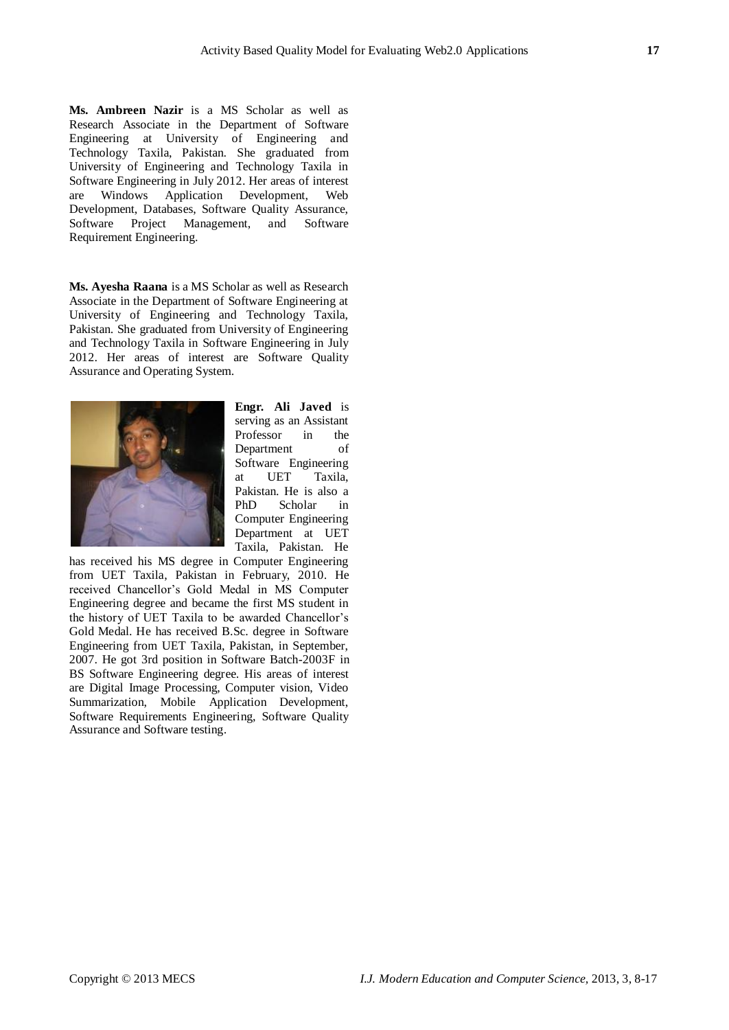**Ms. Ambreen Nazir** is a MS Scholar as well as Research Associate in the Department of Software Engineering at University of Engineering and Technology Taxila, Pakistan. She graduated from University of Engineering and Technology Taxila in Software Engineering in July 2012. Her areas of interest are Windows Application Development, Web Development, Databases, Software Quality Assurance, Software Project Management, and Software Requirement Engineering.

**Ms. Ayesha Raana** is a MS Scholar as well as Research Associate in the Department of Software Engineering at University of Engineering and Technology Taxila, Pakistan. She graduated from University of Engineering and Technology Taxila in Software Engineering in July 2012. Her areas of interest are Software Quality Assurance and Operating System.

**Engr. Ali Javed** is serving as an Assistant Professor in the Department of Software Engineering at UET Taxila, Pakistan. He is also a PhD Scholar in Computer Engineering Department at UET Taxila, Pakistan. He has received his MS degree in Computer Engineering from UET Taxila, Pakistan in February, 2010. He received Chancellor's Gold Medal in MS Computer Engineering degree and became the first MS student in the history of UET Taxila to be awarded Chancellor's Gold Medal. He has received B.Sc. degree in Software Engineering from UET Taxila, Pakistan, in September, 2007. He got 3rd position in Software Batch-2003F in BS Software Engineering degree. His areas of interest are Digital Image Processing, Computer vision, Video Summarization, Mobile Application Development, Software Requirements Engineering, Software Quality Assurance and Software testing.